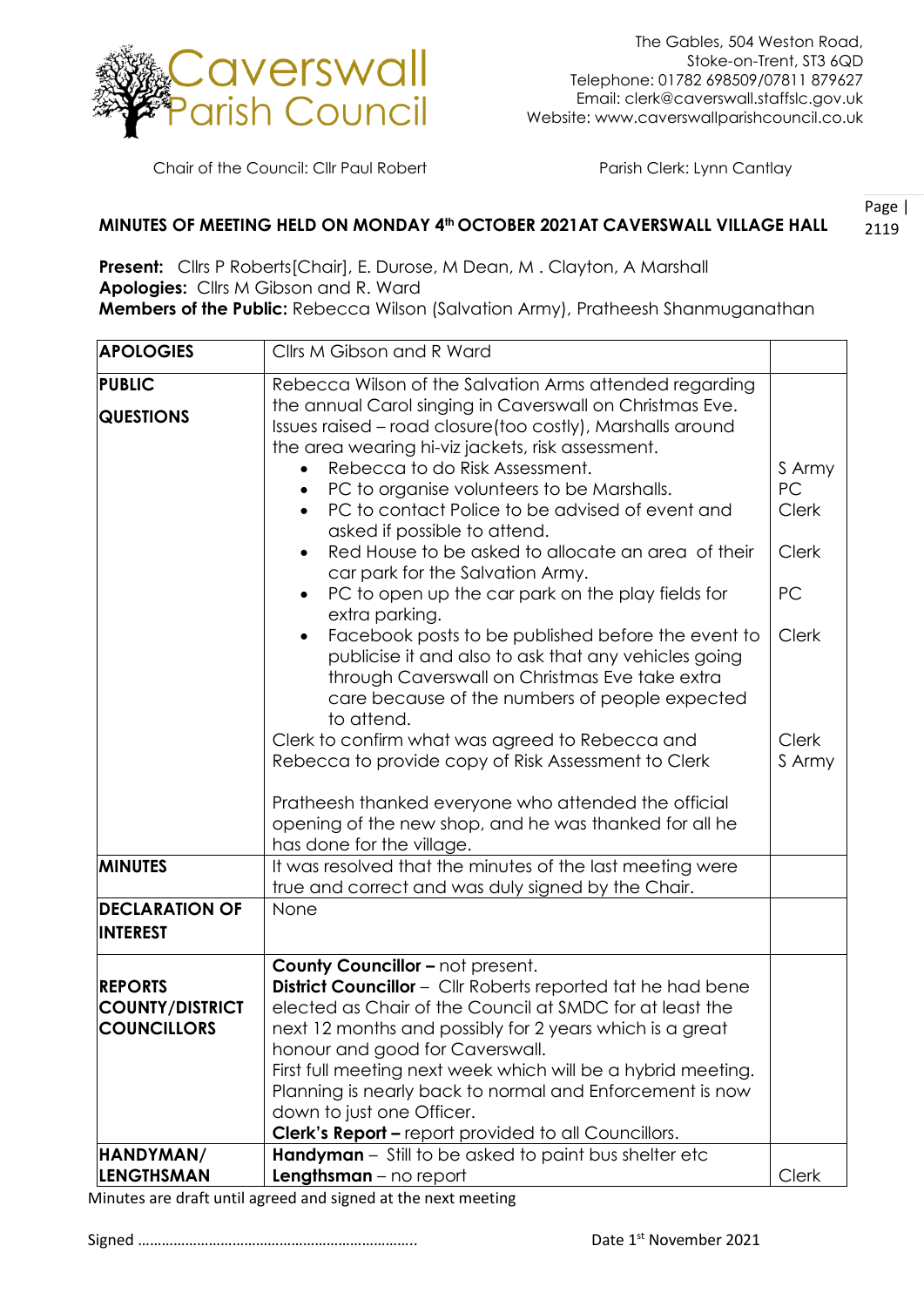Caverswall Parish Council

The Gables, 504 Weston Road,
Stoke-on-Trent, ST3 6QD
Telephone: 01782 698509/07811 879627
Email: clerk@caverswall.staffslc.gov.uk
Website: www.caverswallparishcouncil.co.uk

Chair of the Council: Cllr Paul Robert

Parish Clerk: Lynn Cantlay

## MINUTES OF MEETING HELD ON MONDAY 4th OCTOBER 2021AT CAVERSWALL VILLAGE HALL

**Present:** Cllrs P Roberts[Chair], E. Durose, M Dean, M . Clayton, A Marshall
**Apologies:** Cllrs M Gibson and R. Ward
**Members of the Public:** Rebecca Wilson (Salvation Army), Pratheesh Shanmuganathan

| | | |
|---|---|---|
| **APOLOGIES** | Cllrs M Gibson and R Ward | |
| **PUBLIC QUESTIONS** | Rebecca Wilson of the Salvation Arms attended regarding the annual Carol singing in Caverswall on Christmas Eve. Issues raised – road closure(too costly), Marshalls around the area wearing hi-viz jackets, risk assessment. | |
| | • Rebecca to do Risk Assessment. | S Army |
| | • PC to organise volunteers to be Marshalls. | PC |
| | • PC to contact Police to be advised of event and asked if possible to attend. | Clerk |
| | • Red House to be asked to allocate an area of their car park for the Salvation Army. | Clerk |
| | • PC to open up the car park on the play fields for extra parking. | PC |
| | • Facebook posts to be published before the event to publicise it and also to ask that any vehicles going through Caverswall on Christmas Eve take extra care because of the numbers of people expected to attend. | Clerk |
| | Clerk to confirm what was agreed to Rebecca and | Clerk |
| | Rebecca to provide copy of Risk Assessment to Clerk | S Army |
| | Pratheesh thanked everyone who attended the official opening of the new shop, and he was thanked for all he has done for the village. | |
| **MINUTES** | It was resolved that the minutes of the last meeting were true and correct and was duly signed by the Chair. | |
| **DECLARATION OF INTEREST** | None | |
| **REPORTS COUNTY/DISTRICT COUNCILLORS** | **County Councillor –** not present.<br>**District Councillor** – Cllr Roberts reported tat he had bene elected as Chair of the Council at SMDC for at least the next 12 months and possibly for 2 years which is a great honour and good for Caverswall.<br>First full meeting next week which will be a hybrid meeting. Planning is nearly back to normal and Enforcement is now down to just one Officer.<br>**Clerk's Report –** report provided to all Councillors. | |
| **HANDYMAN/ LENGTHSMAN** | **Handyman** – Still to be asked to paint bus shelter etc<br>**Lengthsman** – no report | Clerk |

Minutes are draft until agreed and signed at the next meeting

Signed ……………………………………………………………..

Date 1st November 2021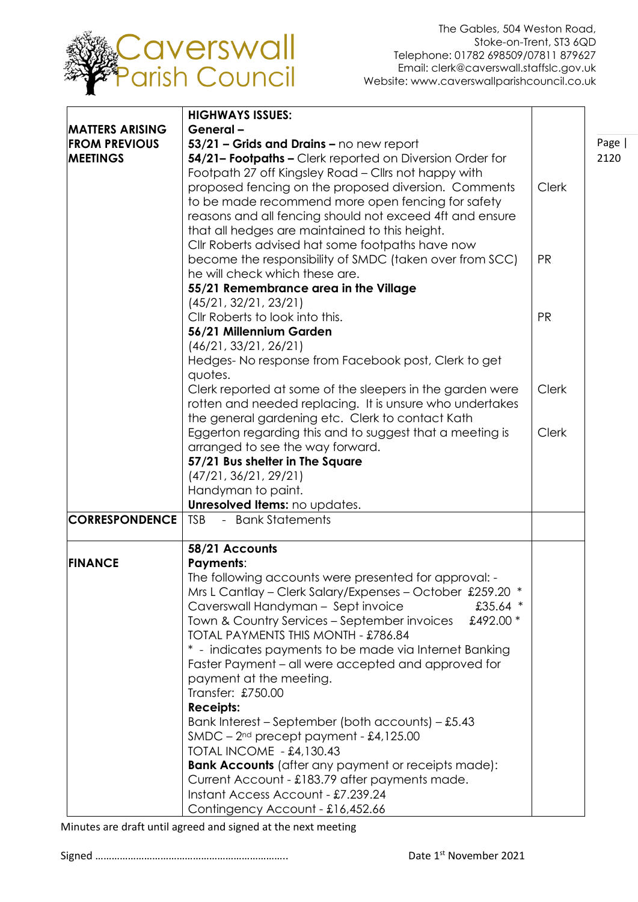Caverswall Parish Council

The Gables, 504 Weston Road, Stoke-on-Trent, ST3 6QD
Telephone: 01782 698509/07811 879627
Email: clerk@caverswall.staffslc.gov.uk
Website: www.caverswallparishcouncil.co.uk

| | | |
|---|---|---|
| **MATTERS ARISING FROM PREVIOUS MEETINGS** | **HIGHWAYS ISSUES:**<br>**General –**<br>**53/21 – Grids and Drains –** no new report<br>**54/21– Footpaths –** Clerk reported on Diversion Order for Footpath 27 off Kingsley Road – Cllrs not happy with proposed fencing on the proposed diversion. Comments to be made recommend more open fencing for safety reasons and all fencing should not exceed 4ft and ensure that all hedges are maintained to this height.<br>Cllr Roberts advised hat some footpaths have now become the responsibility of SMDC (taken over from SCC) he will check which these are.<br>**55/21 Remembrance area in the Village**<br>(45/21, 32/21, 23/21)<br>Cllr Roberts to look into this.<br>**56/21 Millennium Garden**<br>(46/21, 33/21, 26/21)<br>Hedges- No response from Facebook post, Clerk to get quotes.<br>Clerk reported at some of the sleepers in the garden were rotten and needed replacing. It is unsure who undertakes the general gardening etc. Clerk to contact Kath Eggerton regarding this and to suggest that a meeting is arranged to see the way forward.<br>**57/21 Bus shelter in The Square**<br>(47/21, 36/21, 29/21)<br>Handyman to paint.<br>**Unresolved Items:** no updates. | Clerk<br><br>PR<br><br>PR<br><br>Clerk<br><br>Clerk |
| **CORRESPONDENCE** | TSB - Bank Statements | |
| **FINANCE** | **58/21 Accounts**<br>**Payments**:<br>The following accounts were presented for approval: -<br>Mrs L Cantlay – Clerk Salary/Expenses – October £259.20 *<br>Caverswall Handyman – Sept invoice £35.64 *<br>Town & Country Services – September invoices £492.00 *<br>TOTAL PAYMENTS THIS MONTH - £786.84<br>* - indicates payments to be made via Internet Banking Faster Payment – all were accepted and approved for payment at the meeting.<br>Transfer: £750.00<br>**Receipts:**<br>Bank Interest – September (both accounts) – £5.43<br>SMDC – 2nd precept payment - £4,125.00<br>TOTAL INCOME - £4,130.43<br>**Bank Accounts** (after any payment or receipts made):<br>Current Account - £183.79 after payments made.<br>Instant Access Account - £7.239.24<br>Contingency Account - £16,452.66 | |

Minutes are draft until agreed and signed at the next meeting

Signed …………………………………………………………….. Date 1st November 2021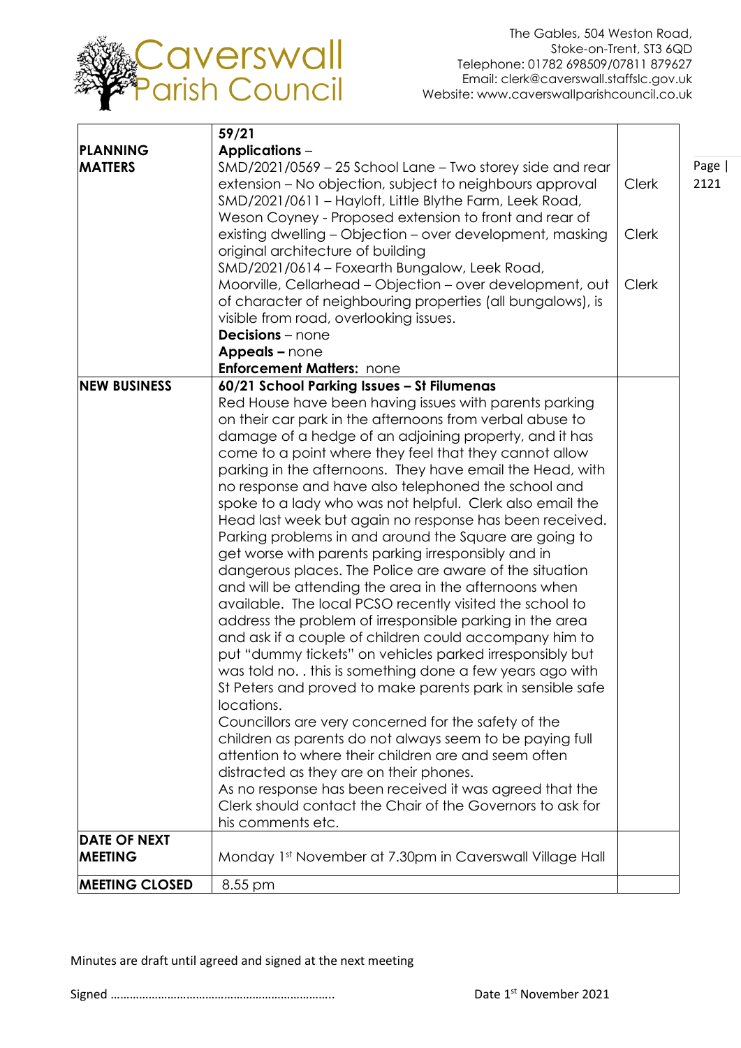Caverswall Parish Council

The Gables, 504 Weston Road,
Stoke-on-Trent, ST3 6QD
Telephone: 01782 698509/07811 879627
Email: clerk@caverswall.staffslc.gov.uk
Website: www.caverswallparishcouncil.co.uk

| | | |
|---|---|---|
| **PLANNING MATTERS** | **59/21**<br>**Applications** –<br>SMD/2021/0569 – 25 School Lane – Two storey side and rear extension – No objection, subject to neighbours approval<br>SMD/2021/0611 – Hayloft, Little Blythe Farm, Leek Road, Weson Coyney - Proposed extension to front and rear of existing dwelling – Objection – over development, masking original architecture of building<br>SMD/2021/0614 – Foxearth Bungalow, Leek Road, Moorville, Cellarhead – Objection – over development, out of character of neighbouring properties (all bungalows), is visible from road, overlooking issues.<br>**Decisions** – none<br>**Appeals –** none<br>**Enforcement Matters:** none | Clerk<br><br>Clerk<br><br>Clerk |
| **NEW BUSINESS** | **60/21 School Parking Issues – St Filumenas**<br>Red House have been having issues with parents parking on their car park in the afternoons from verbal abuse to damage of a hedge of an adjoining property, and it has come to a point where they feel that they cannot allow parking in the afternoons. They have email the Head, with no response and have also telephoned the school and spoke to a lady who was not helpful. Clerk also email the Head last week but again no response has been received. Parking problems in and around the Square are going to get worse with parents parking irresponsibly and in dangerous places. The Police are aware of the situation and will be attending the area in the afternoons when available. The local PCSO recently visited the school to address the problem of irresponsible parking in the area and ask if a couple of children could accompany him to put "dummy tickets" on vehicles parked irresponsibly but was told no. . this is something done a few years ago with St Peters and proved to make parents park in sensible safe locations.<br>Councillors are very concerned for the safety of the children as parents do not always seem to be paying full attention to where their children are and seem often distracted as they are on their phones.<br>As no response has been received it was agreed that the Clerk should contact the Chair of the Governors to ask for his comments etc. | |
| **DATE OF NEXT MEETING** | Monday 1st November at 7.30pm in Caverswall Village Hall | |
| **MEETING CLOSED** | 8.55 pm | |

Minutes are draft until agreed and signed at the next meeting

Signed ……………………………………………………………..   Date 1st November 2021